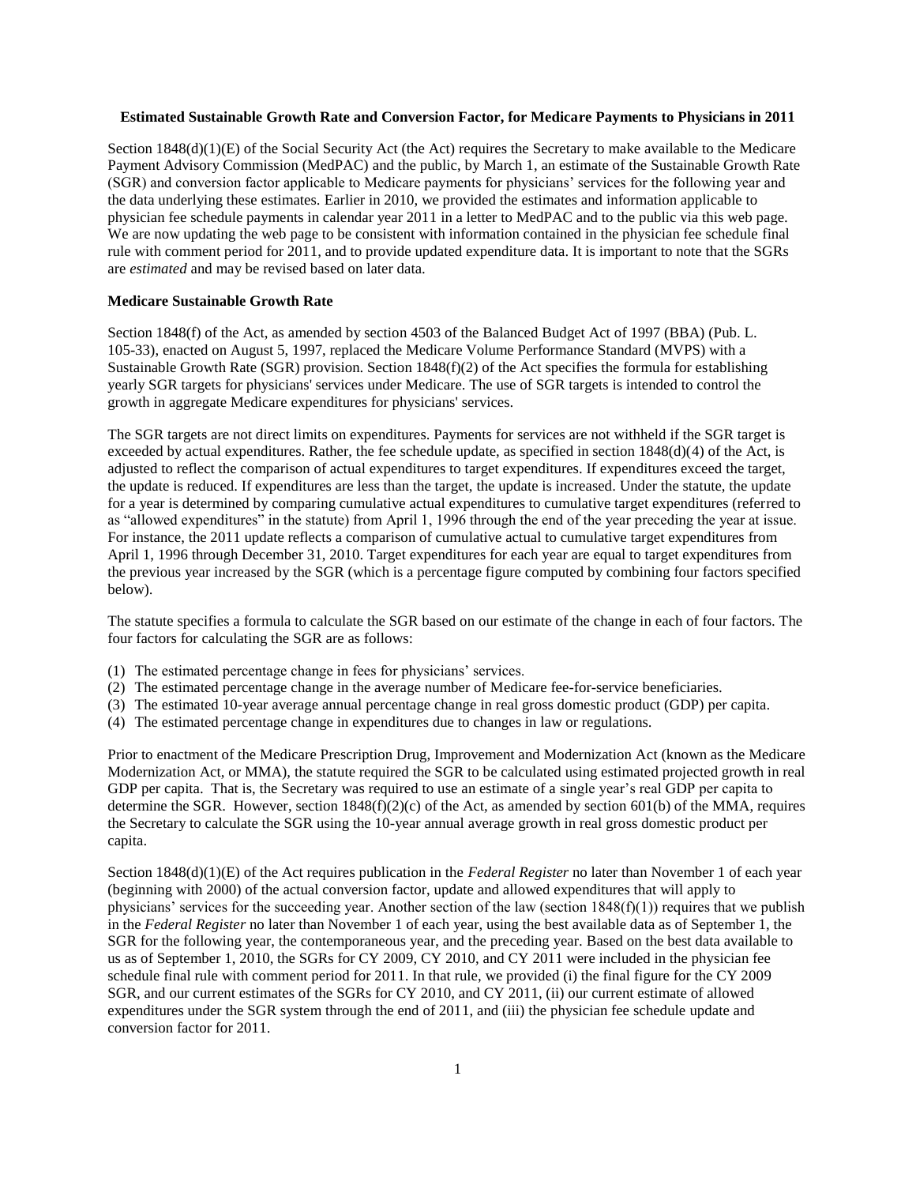**Estimated Sustainable Growth Rate and Conversion Factor, for Medicare Payments to Physicians in 2011**

Section 1848(d)(1)(E) of the Social Security Act (the Act) requires the Secretary to make available to the Medicare Payment Advisory Commission (MedPAC) and the public, by March 1, an estimate of the Sustainable Growth Rate (SGR) and conversion factor applicable to Medicare payments for physicians' services for the following year and the data underlying these estimates. Earlier in 2010, we provided the estimates and information applicable to physician fee schedule payments in calendar year 2011 in a letter to MedPAC and to the public via this web page. We are now updating the web page to be consistent with information contained in the physician fee schedule final rule with comment period for 2011, and to provide updated expenditure data. It is important to note that the SGRs are *estimated* and may be revised based on later data.

**Medicare Sustainable Growth Rate**

Section 1848(f) of the Act, as amended by section 4503 of the Balanced Budget Act of 1997 (BBA) (Pub. L. 105-33), enacted on August 5, 1997, replaced the Medicare Volume Performance Standard (MVPS) with a Sustainable Growth Rate (SGR) provision. Section 1848(f)(2) of the Act specifies the formula for establishing yearly SGR targets for physicians' services under Medicare. The use of SGR targets is intended to control the growth in aggregate Medicare expenditures for physicians' services.

The SGR targets are not direct limits on expenditures. Payments for services are not withheld if the SGR target is exceeded by actual expenditures. Rather, the fee schedule update, as specified in section 1848(d)(4) of the Act, is adjusted to reflect the comparison of actual expenditures to target expenditures. If expenditures exceed the target, the update is reduced. If expenditures are less than the target, the update is increased. Under the statute, the update for a year is determined by comparing cumulative actual expenditures to cumulative target expenditures (referred to as "allowed expenditures" in the statute) from April 1, 1996 through the end of the year preceding the year at issue. For instance, the 2011 update reflects a comparison of cumulative actual to cumulative target expenditures from April 1, 1996 through December 31, 2010. Target expenditures for each year are equal to target expenditures from the previous year increased by the SGR (which is a percentage figure computed by combining four factors specified below).

The statute specifies a formula to calculate the SGR based on our estimate of the change in each of four factors. The four factors for calculating the SGR are as follows:

(1) The estimated percentage change in fees for physicians' services.
(2) The estimated percentage change in the average number of Medicare fee-for-service beneficiaries.
(3) The estimated 10-year average annual percentage change in real gross domestic product (GDP) per capita.
(4) The estimated percentage change in expenditures due to changes in law or regulations.

Prior to enactment of the Medicare Prescription Drug, Improvement and Modernization Act (known as the Medicare Modernization Act, or MMA), the statute required the SGR to be calculated using estimated projected growth in real GDP per capita. That is, the Secretary was required to use an estimate of a single year's real GDP per capita to determine the SGR. However, section 1848(f)(2)(c) of the Act, as amended by section 601(b) of the MMA, requires the Secretary to calculate the SGR using the 10-year annual average growth in real gross domestic product per capita.

Section 1848(d)(1)(E) of the Act requires publication in the *Federal Register* no later than November 1 of each year (beginning with 2000) of the actual conversion factor, update and allowed expenditures that will apply to physicians' services for the succeeding year. Another section of the law (section 1848(f)(1)) requires that we publish in the *Federal Register* no later than November 1 of each year, using the best available data as of September 1, the SGR for the following year, the contemporaneous year, and the preceding year. Based on the best data available to us as of September 1, 2010, the SGRs for CY 2009, CY 2010, and CY 2011 were included in the physician fee schedule final rule with comment period for 2011. In that rule, we provided (i) the final figure for the CY 2009 SGR, and our current estimates of the SGRs for CY 2010, and CY 2011, (ii) our current estimate of allowed expenditures under the SGR system through the end of 2011, and (iii) the physician fee schedule update and conversion factor for 2011.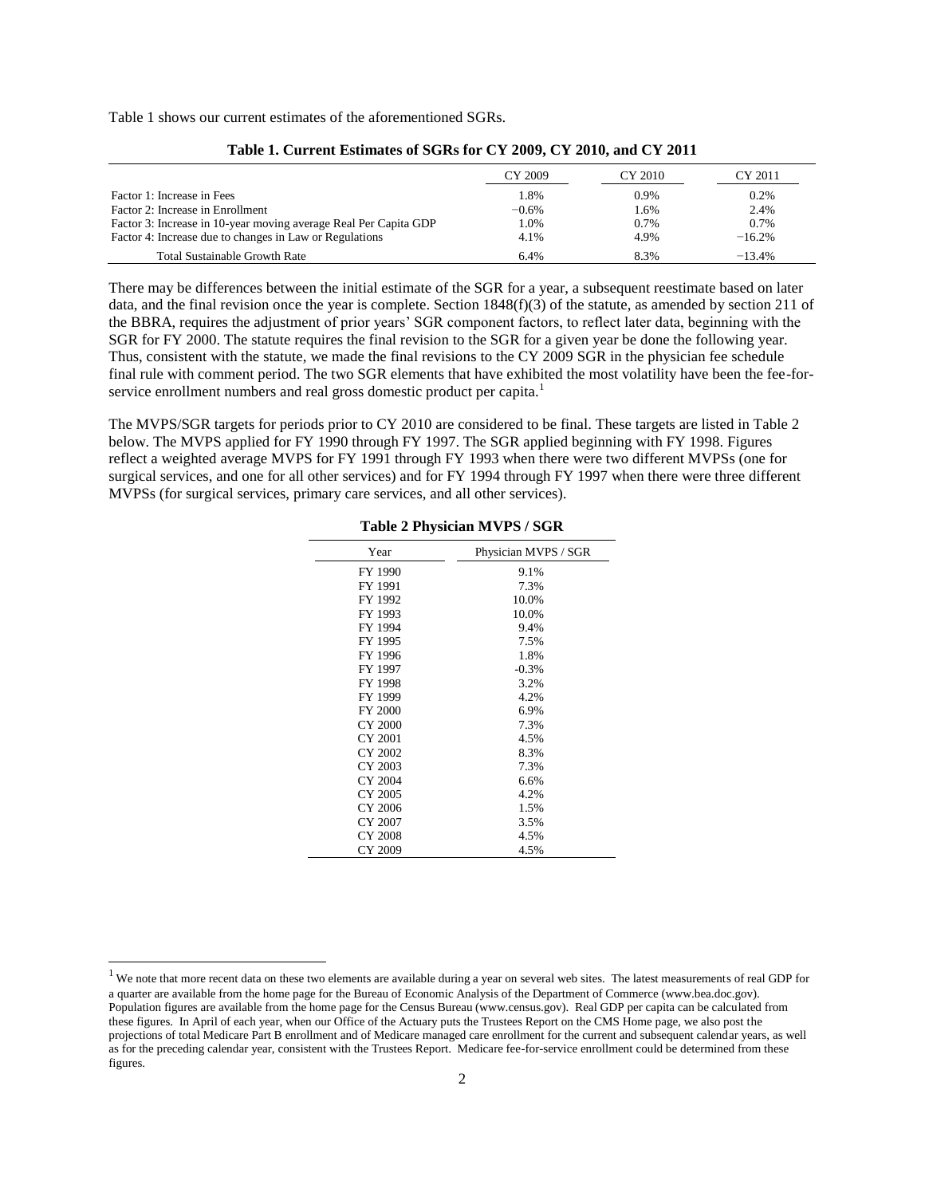Table 1 shows our current estimates of the aforementioned SGRs.

**Table 1. Current Estimates of SGRs for CY 2009, CY 2010, and CY 2011**

| | CY 2009 | CY 2010 | CY 2011 |
|---|---|---|---|
| Factor 1: Increase in Fees | 1.8% | 0.9% | 0.2% |
| Factor 2: Increase in Enrollment | −0.6% | 1.6% | 2.4% |
| Factor 3: Increase in 10-year moving average Real Per Capita GDP | 1.0% | 0.7% | 0.7% |
| Factor 4: Increase due to changes in Law or Regulations | 4.1% | 4.9% | −16.2% |
| Total Sustainable Growth Rate | 6.4% | 8.3% | −13.4% |

There may be differences between the initial estimate of the SGR for a year, a subsequent reestimate based on later data, and the final revision once the year is complete. Section 1848(f)(3) of the statute, as amended by section 211 of the BBRA, requires the adjustment of prior years' SGR component factors, to reflect later data, beginning with the SGR for FY 2000. The statute requires the final revision to the SGR for a given year be done the following year. Thus, consistent with the statute, we made the final revisions to the CY 2009 SGR in the physician fee schedule final rule with comment period. The two SGR elements that have exhibited the most volatility have been the fee-for-service enrollment numbers and real gross domestic product per capita.[1]

The MVPS/SGR targets for periods prior to CY 2010 are considered to be final. These targets are listed in Table 2 below. The MVPS applied for FY 1990 through FY 1997. The SGR applied beginning with FY 1998. Figures reflect a weighted average MVPS for FY 1991 through FY 1993 when there were two different MVPSs (one for surgical services, and one for all other services) and for FY 1994 through FY 1997 when there were three different MVPSs (for surgical services, primary care services, and all other services).

**Table 2 Physician MVPS / SGR**

| Year | Physician MVPS / SGR |
|---|---|
| FY 1990 | 9.1% |
| FY 1991 | 7.3% |
| FY 1992 | 10.0% |
| FY 1993 | 10.0% |
| FY 1994 | 9.4% |
| FY 1995 | 7.5% |
| FY 1996 | 1.8% |
| FY 1997 | -0.3% |
| FY 1998 | 3.2% |
| FY 1999 | 4.2% |
| FY 2000 | 6.9% |
| CY 2000 | 7.3% |
| CY 2001 | 4.5% |
| CY 2002 | 8.3% |
| CY 2003 | 7.3% |
| CY 2004 | 6.6% |
| CY 2005 | 4.2% |
| CY 2006 | 1.5% |
| CY 2007 | 3.5% |
| CY 2008 | 4.5% |
| CY 2009 | 4.5% |

[1] We note that more recent data on these two elements are available during a year on several web sites. The latest measurements of real GDP for a quarter are available from the home page for the Bureau of Economic Analysis of the Department of Commerce (www.bea.doc.gov). Population figures are available from the home page for the Census Bureau (www.census.gov). Real GDP per capita can be calculated from these figures. In April of each year, when our Office of the Actuary puts the Trustees Report on the CMS Home page, we also post the projections of total Medicare Part B enrollment and of Medicare managed care enrollment for the current and subsequent calendar years, as well as for the preceding calendar year, consistent with the Trustees Report. Medicare fee-for-service enrollment could be determined from these figures.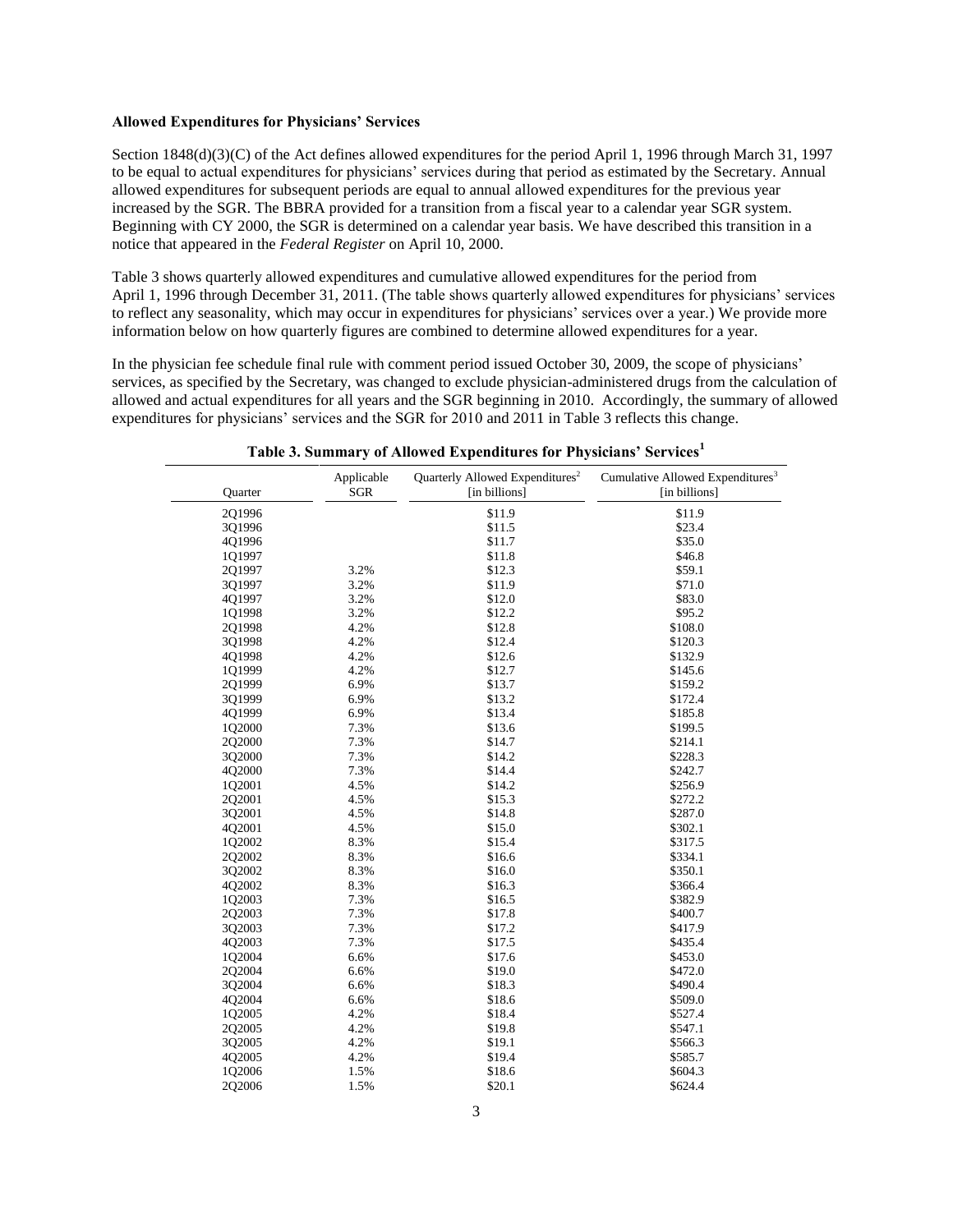**Allowed Expenditures for Physicians' Services**

Section 1848(d)(3)(C) of the Act defines allowed expenditures for the period April 1, 1996 through March 31, 1997 to be equal to actual expenditures for physicians' services during that period as estimated by the Secretary. Annual allowed expenditures for subsequent periods are equal to annual allowed expenditures for the previous year increased by the SGR. The BBRA provided for a transition from a fiscal year to a calendar year SGR system. Beginning with CY 2000, the SGR is determined on a calendar year basis. We have described this transition in a notice that appeared in the *Federal Register* on April 10, 2000.

Table 3 shows quarterly allowed expenditures and cumulative allowed expenditures for the period from April 1, 1996 through December 31, 2011. (The table shows quarterly allowed expenditures for physicians' services to reflect any seasonality, which may occur in expenditures for physicians' services over a year.) We provide more information below on how quarterly figures are combined to determine allowed expenditures for a year.

In the physician fee schedule final rule with comment period issued October 30, 2009, the scope of physicians' services, as specified by the Secretary, was changed to exclude physician-administered drugs from the calculation of allowed and actual expenditures for all years and the SGR beginning in 2010. Accordingly, the summary of allowed expenditures for physicians' services and the SGR for 2010 and 2011 in Table 3 reflects this change.

**Table 3. Summary of Allowed Expenditures for Physicians' Services[1]**

| Quarter | Applicable SGR | Quarterly Allowed Expenditures[2] [in billions] | Cumulative Allowed Expenditures[3] [in billions] |
|---|---|---|---|
| 2Q1996 | | $11.9 | $11.9 |
| 3Q1996 | | $11.5 | $23.4 |
| 4Q1996 | | $11.7 | $35.0 |
| 1Q1997 | | $11.8 | $46.8 |
| 2Q1997 | 3.2% | $12.3 | $59.1 |
| 3Q1997 | 3.2% | $11.9 | $71.0 |
| 4Q1997 | 3.2% | $12.0 | $83.0 |
| 1Q1998 | 3.2% | $12.2 | $95.2 |
| 2Q1998 | 4.2% | $12.8 | $108.0 |
| 3Q1998 | 4.2% | $12.4 | $120.3 |
| 4Q1998 | 4.2% | $12.6 | $132.9 |
| 1Q1999 | 4.2% | $12.7 | $145.6 |
| 2Q1999 | 6.9% | $13.7 | $159.2 |
| 3Q1999 | 6.9% | $13.2 | $172.4 |
| 4Q1999 | 6.9% | $13.4 | $185.8 |
| 1Q2000 | 7.3% | $13.6 | $199.5 |
| 2Q2000 | 7.3% | $14.7 | $214.1 |
| 3Q2000 | 7.3% | $14.2 | $228.3 |
| 4Q2000 | 7.3% | $14.4 | $242.7 |
| 1Q2001 | 4.5% | $14.2 | $256.9 |
| 2Q2001 | 4.5% | $15.3 | $272.2 |
| 3Q2001 | 4.5% | $14.8 | $287.0 |
| 4Q2001 | 4.5% | $15.0 | $302.1 |
| 1Q2002 | 8.3% | $15.4 | $317.5 |
| 2Q2002 | 8.3% | $16.6 | $334.1 |
| 3Q2002 | 8.3% | $16.0 | $350.1 |
| 4Q2002 | 8.3% | $16.3 | $366.4 |
| 1Q2003 | 7.3% | $16.5 | $382.9 |
| 2Q2003 | 7.3% | $17.8 | $400.7 |
| 3Q2003 | 7.3% | $17.2 | $417.9 |
| 4Q2003 | 7.3% | $17.5 | $435.4 |
| 1Q2004 | 6.6% | $17.6 | $453.0 |
| 2Q2004 | 6.6% | $19.0 | $472.0 |
| 3Q2004 | 6.6% | $18.3 | $490.4 |
| 4Q2004 | 6.6% | $18.6 | $509.0 |
| 1Q2005 | 4.2% | $18.4 | $527.4 |
| 2Q2005 | 4.2% | $19.8 | $547.1 |
| 3Q2005 | 4.2% | $19.1 | $566.3 |
| 4Q2005 | 4.2% | $19.4 | $585.7 |
| 1Q2006 | 1.5% | $18.6 | $604.3 |
| 2Q2006 | 1.5% | $20.1 | $624.4 |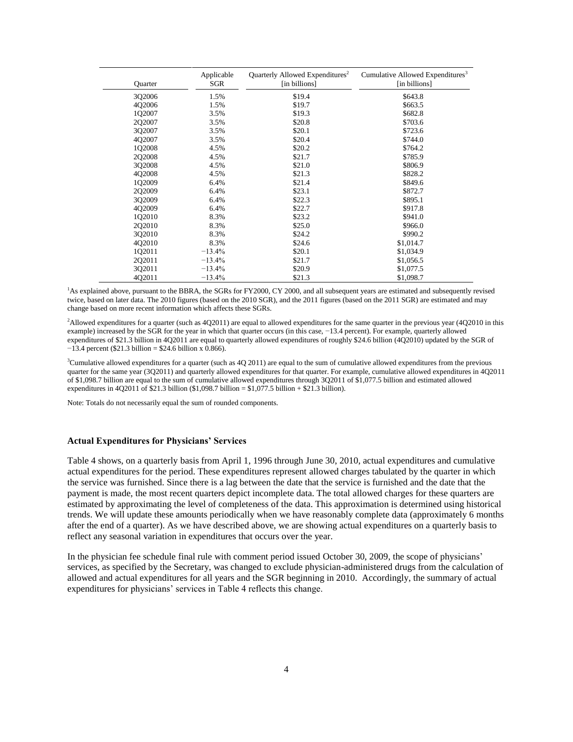| Quarter | Applicable SGR | Quarterly Allowed Expenditures[2] [in billions] | Cumulative Allowed Expenditures[3] [in billions] |
|---|---|---|---|
| 3Q2006 | 1.5% | $19.4 | $643.8 |
| 4Q2006 | 1.5% | $19.7 | $663.5 |
| 1Q2007 | 3.5% | $19.3 | $682.8 |
| 2Q2007 | 3.5% | $20.8 | $703.6 |
| 3Q2007 | 3.5% | $20.1 | $723.6 |
| 4Q2007 | 3.5% | $20.4 | $744.0 |
| 1Q2008 | 4.5% | $20.2 | $764.2 |
| 2Q2008 | 4.5% | $21.7 | $785.9 |
| 3Q2008 | 4.5% | $21.0 | $806.9 |
| 4Q2008 | 4.5% | $21.3 | $828.2 |
| 1Q2009 | 6.4% | $21.4 | $849.6 |
| 2Q2009 | 6.4% | $23.1 | $872.7 |
| 3Q2009 | 6.4% | $22.3 | $895.1 |
| 4Q2009 | 6.4% | $22.7 | $917.8 |
| 1Q2010 | 8.3% | $23.2 | $941.0 |
| 2Q2010 | 8.3% | $25.0 | $966.0 |
| 3Q2010 | 8.3% | $24.2 | $990.2 |
| 4Q2010 | 8.3% | $24.6 | $1,014.7 |
| 1Q2011 | −13.4% | $20.1 | $1,034.9 |
| 2Q2011 | −13.4% | $21.7 | $1,056.5 |
| 3Q2011 | −13.4% | $20.9 | $1,077.5 |
| 4Q2011 | −13.4% | $21.3 | $1,098.7 |

[1]As explained above, pursuant to the BBRA, the SGRs for FY2000, CY 2000, and all subsequent years are estimated and subsequently revised twice, based on later data. The 2010 figures (based on the 2010 SGR), and the 2011 figures (based on the 2011 SGR) are estimated and may change based on more recent information which affects these SGRs.

[2]Allowed expenditures for a quarter (such as 4Q2011) are equal to allowed expenditures for the same quarter in the previous year (4Q2010 in this example) increased by the SGR for the year in which that quarter occurs (in this case, −13.4 percent). For example, quarterly allowed expenditures of $21.3 billion in 4Q2011 are equal to quarterly allowed expenditures of roughly $24.6 billion (4Q2010) updated by the SGR of −13.4 percent ($21.3 billion = $24.6 billion x 0.866).

[3]Cumulative allowed expenditures for a quarter (such as 4Q 2011) are equal to the sum of cumulative allowed expenditures from the previous quarter for the same year (3Q2011) and quarterly allowed expenditures for that quarter. For example, cumulative allowed expenditures in 4Q2011 of $1,098.7 billion are equal to the sum of cumulative allowed expenditures through 3Q2011 of $1,077.5 billion and estimated allowed expenditures in 4Q2011 of $21.3 billion ($1,098.7 billion = $1,077.5 billion + $21.3 billion).

Note: Totals do not necessarily equal the sum of rounded components.

**Actual Expenditures for Physicians' Services**

Table 4 shows, on a quarterly basis from April 1, 1996 through June 30, 2010, actual expenditures and cumulative actual expenditures for the period. These expenditures represent allowed charges tabulated by the quarter in which the service was furnished. Since there is a lag between the date that the service is furnished and the date that the payment is made, the most recent quarters depict incomplete data. The total allowed charges for these quarters are estimated by approximating the level of completeness of the data. This approximation is determined using historical trends. We will update these amounts periodically when we have reasonably complete data (approximately 6 months after the end of a quarter). As we have described above, we are showing actual expenditures on a quarterly basis to reflect any seasonal variation in expenditures that occurs over the year.

In the physician fee schedule final rule with comment period issued October 30, 2009, the scope of physicians' services, as specified by the Secretary, was changed to exclude physician-administered drugs from the calculation of allowed and actual expenditures for all years and the SGR beginning in 2010. Accordingly, the summary of actual expenditures for physicians' services in Table 4 reflects this change.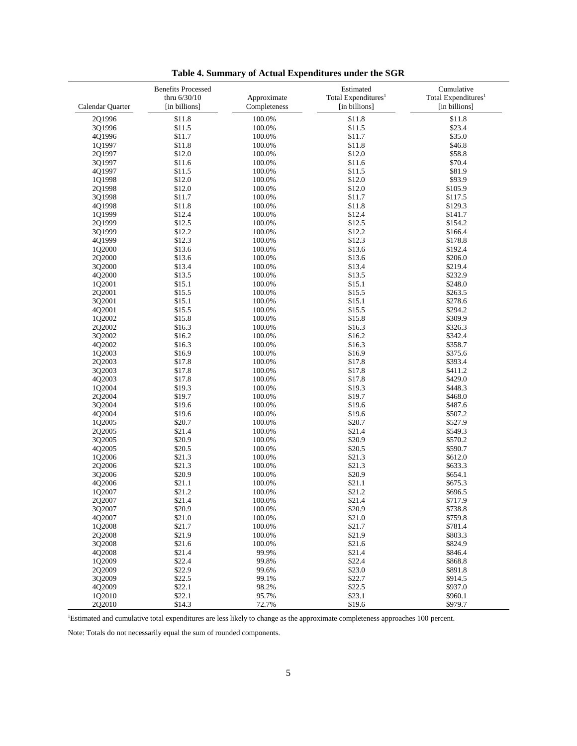**Table 4. Summary of Actual Expenditures under the SGR**

| Calendar Quarter | Benefits Processed thru 6/30/10 [in billions] | Approximate Completeness | Estimated Total Expenditures[1] [in billions] | Cumulative Total Expenditures[1] [in billions] |
|---|---|---|---|---|
| 2Q1996 | $11.8 | 100.0% | $11.8 | $11.8 |
| 3Q1996 | $11.5 | 100.0% | $11.5 | $23.4 |
| 4Q1996 | $11.7 | 100.0% | $11.7 | $35.0 |
| 1Q1997 | $11.8 | 100.0% | $11.8 | $46.8 |
| 2Q1997 | $12.0 | 100.0% | $12.0 | $58.8 |
| 3Q1997 | $11.6 | 100.0% | $11.6 | $70.4 |
| 4Q1997 | $11.5 | 100.0% | $11.5 | $81.9 |
| 1Q1998 | $12.0 | 100.0% | $12.0 | $93.9 |
| 2Q1998 | $12.0 | 100.0% | $12.0 | $105.9 |
| 3Q1998 | $11.7 | 100.0% | $11.7 | $117.5 |
| 4Q1998 | $11.8 | 100.0% | $11.8 | $129.3 |
| 1Q1999 | $12.4 | 100.0% | $12.4 | $141.7 |
| 2Q1999 | $12.5 | 100.0% | $12.5 | $154.2 |
| 3Q1999 | $12.2 | 100.0% | $12.2 | $166.4 |
| 4Q1999 | $12.3 | 100.0% | $12.3 | $178.8 |
| 1Q2000 | $13.6 | 100.0% | $13.6 | $192.4 |
| 2Q2000 | $13.6 | 100.0% | $13.6 | $206.0 |
| 3Q2000 | $13.4 | 100.0% | $13.4 | $219.4 |
| 4Q2000 | $13.5 | 100.0% | $13.5 | $232.9 |
| 1Q2001 | $15.1 | 100.0% | $15.1 | $248.0 |
| 2Q2001 | $15.5 | 100.0% | $15.5 | $263.5 |
| 3Q2001 | $15.1 | 100.0% | $15.1 | $278.6 |
| 4Q2001 | $15.5 | 100.0% | $15.5 | $294.2 |
| 1Q2002 | $15.8 | 100.0% | $15.8 | $309.9 |
| 2Q2002 | $16.3 | 100.0% | $16.3 | $326.3 |
| 3Q2002 | $16.2 | 100.0% | $16.2 | $342.4 |
| 4Q2002 | $16.3 | 100.0% | $16.3 | $358.7 |
| 1Q2003 | $16.9 | 100.0% | $16.9 | $375.6 |
| 2Q2003 | $17.8 | 100.0% | $17.8 | $393.4 |
| 3Q2003 | $17.8 | 100.0% | $17.8 | $411.2 |
| 4Q2003 | $17.8 | 100.0% | $17.8 | $429.0 |
| 1Q2004 | $19.3 | 100.0% | $19.3 | $448.3 |
| 2Q2004 | $19.7 | 100.0% | $19.7 | $468.0 |
| 3Q2004 | $19.6 | 100.0% | $19.6 | $487.6 |
| 4Q2004 | $19.6 | 100.0% | $19.6 | $507.2 |
| 1Q2005 | $20.7 | 100.0% | $20.7 | $527.9 |
| 2Q2005 | $21.4 | 100.0% | $21.4 | $549.3 |
| 3Q2005 | $20.9 | 100.0% | $20.9 | $570.2 |
| 4Q2005 | $20.5 | 100.0% | $20.5 | $590.7 |
| 1Q2006 | $21.3 | 100.0% | $21.3 | $612.0 |
| 2Q2006 | $21.3 | 100.0% | $21.3 | $633.3 |
| 3Q2006 | $20.9 | 100.0% | $20.9 | $654.1 |
| 4Q2006 | $21.1 | 100.0% | $21.1 | $675.3 |
| 1Q2007 | $21.2 | 100.0% | $21.2 | $696.5 |
| 2Q2007 | $21.4 | 100.0% | $21.4 | $717.9 |
| 3Q2007 | $20.9 | 100.0% | $20.9 | $738.8 |
| 4Q2007 | $21.0 | 100.0% | $21.0 | $759.8 |
| 1Q2008 | $21.7 | 100.0% | $21.7 | $781.4 |
| 2Q2008 | $21.9 | 100.0% | $21.9 | $803.3 |
| 3Q2008 | $21.6 | 100.0% | $21.6 | $824.9 |
| 4Q2008 | $21.4 | 99.9% | $21.4 | $846.4 |
| 1Q2009 | $22.4 | 99.8% | $22.4 | $868.8 |
| 2Q2009 | $22.9 | 99.6% | $23.0 | $891.8 |
| 3Q2009 | $22.5 | 99.1% | $22.7 | $914.5 |
| 4Q2009 | $22.1 | 98.2% | $22.5 | $937.0 |
| 1Q2010 | $22.1 | 95.7% | $23.1 | $960.1 |
| 2Q2010 | $14.3 | 72.7% | $19.6 | $979.7 |

[1]Estimated and cumulative total expenditures are less likely to change as the approximate completeness approaches 100 percent.

Note: Totals do not necessarily equal the sum of rounded components.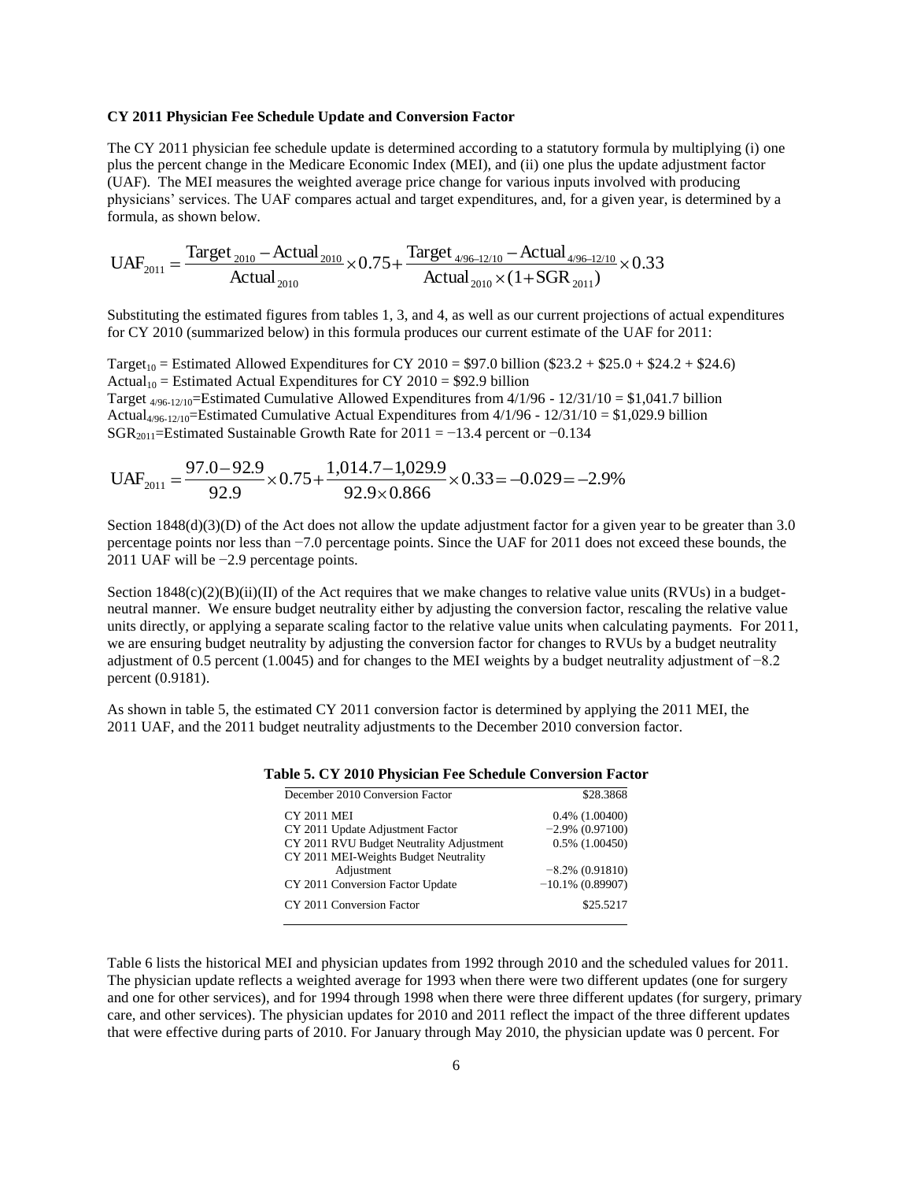**CY 2011 Physician Fee Schedule Update and Conversion Factor**

The CY 2011 physician fee schedule update is determined according to a statutory formula by multiplying (i) one plus the percent change in the Medicare Economic Index (MEI), and (ii) one plus the update adjustment factor (UAF). The MEI measures the weighted average price change for various inputs involved with producing physicians' services. The UAF compares actual and target expenditures, and, for a given year, is determined by a formula, as shown below.

$$UAF_{2011} = \frac{Target_{2010} - Actual_{2010}}{Actual_{2010}} \times 0.75 + \frac{Target_{4/96\text{–}12/10} - Actual_{4/96\text{–}12/10}}{Actual_{2010} \times (1 + SGR_{2011})} \times 0.33$$

Substituting the estimated figures from tables 1, 3, and 4, as well as our current projections of actual expenditures for CY 2010 (summarized below) in this formula produces our current estimate of the UAF for 2011:

$Target_{10}$ = Estimated Allowed Expenditures for CY 2010 = \$97.0 billion (\$23.2 + \$25.0 + \$24.2 + \$24.6)
$Actual_{10}$ = Estimated Actual Expenditures for CY 2010 = \$92.9 billion
$Target_{4/96\text{-}12/10}$=Estimated Cumulative Allowed Expenditures from 4/1/96 - 12/31/10 = \$1,041.7 billion
$Actual_{4/96\text{-}12/10}$=Estimated Cumulative Actual Expenditures from 4/1/96 - 12/31/10 = \$1,029.9 billion
$SGR_{2011}$=Estimated Sustainable Growth Rate for 2011 = −13.4 percent or −0.134

$$UAF_{2011} = \frac{97.0 - 92.9}{92.9} \times 0.75 + \frac{1{,}014.7 - 1{,}029.9}{92.9 \times 0.866} \times 0.33 = -0.029 = -2.9\%$$

Section 1848(d)(3)(D) of the Act does not allow the update adjustment factor for a given year to be greater than 3.0 percentage points nor less than −7.0 percentage points. Since the UAF for 2011 does not exceed these bounds, the 2011 UAF will be −2.9 percentage points.

Section 1848(c)(2)(B)(ii)(II) of the Act requires that we make changes to relative value units (RVUs) in a budget-neutral manner. We ensure budget neutrality either by adjusting the conversion factor, rescaling the relative value units directly, or applying a separate scaling factor to the relative value units when calculating payments. For 2011, we are ensuring budget neutrality by adjusting the conversion factor for changes to RVUs by a budget neutrality adjustment of 0.5 percent (1.0045) and for changes to the MEI weights by a budget neutrality adjustment of −8.2 percent (0.9181).

As shown in table 5, the estimated CY 2011 conversion factor is determined by applying the 2011 MEI, the 2011 UAF, and the 2011 budget neutrality adjustments to the December 2010 conversion factor.

**Table 5. CY 2010 Physician Fee Schedule Conversion Factor**

| | |
|---|---|
| December 2010 Conversion Factor | \$28.3868 |
| CY 2011 MEI | 0.4% (1.00400) |
| CY 2011 Update Adjustment Factor | −2.9% (0.97100) |
| CY 2011 RVU Budget Neutrality Adjustment | 0.5% (1.00450) |
| CY 2011 MEI-Weights Budget Neutrality Adjustment | −8.2% (0.91810) |
| CY 2011 Conversion Factor Update | −10.1% (0.89907) |
| CY 2011 Conversion Factor | \$25.5217 |

Table 6 lists the historical MEI and physician updates from 1992 through 2010 and the scheduled values for 2011. The physician update reflects a weighted average for 1993 when there were two different updates (one for surgery and one for other services), and for 1994 through 1998 when there were three different updates (for surgery, primary care, and other services). The physician updates for 2010 and 2011 reflect the impact of the three different updates that were effective during parts of 2010. For January through May 2010, the physician update was 0 percent. For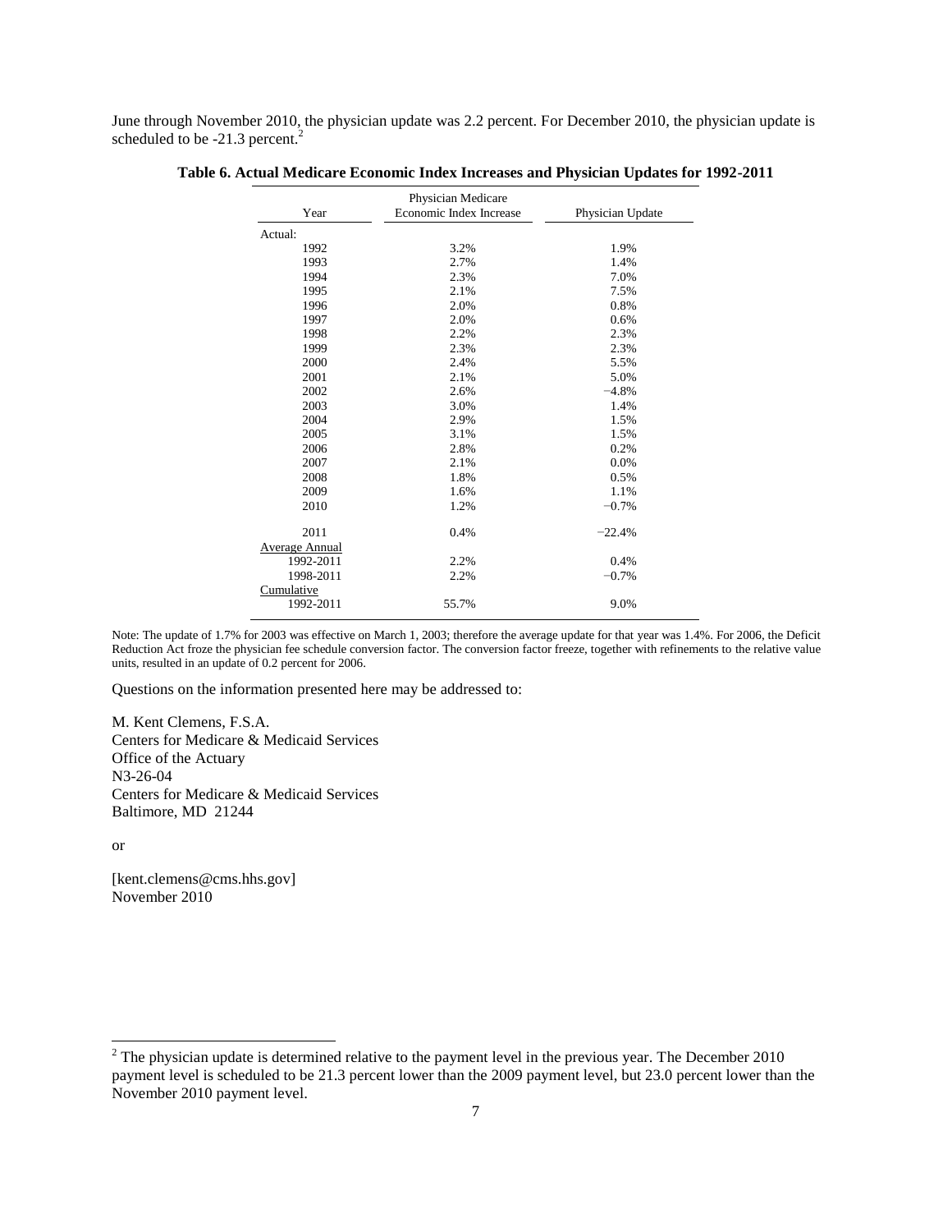June through November 2010, the physician update was 2.2 percent. For December 2010, the physician update is scheduled to be -21.3 percent.[2]

**Table 6. Actual Medicare Economic Index Increases and Physician Updates for 1992-2011**

| Year | Physician Medicare Economic Index Increase | Physician Update |
|---|---|---|
| Actual: | | |
| 1992 | 3.2% | 1.9% |
| 1993 | 2.7% | 1.4% |
| 1994 | 2.3% | 7.0% |
| 1995 | 2.1% | 7.5% |
| 1996 | 2.0% | 0.8% |
| 1997 | 2.0% | 0.6% |
| 1998 | 2.2% | 2.3% |
| 1999 | 2.3% | 2.3% |
| 2000 | 2.4% | 5.5% |
| 2001 | 2.1% | 5.0% |
| 2002 | 2.6% | −4.8% |
| 2003 | 3.0% | 1.4% |
| 2004 | 2.9% | 1.5% |
| 2005 | 3.1% | 1.5% |
| 2006 | 2.8% | 0.2% |
| 2007 | 2.1% | 0.0% |
| 2008 | 1.8% | 0.5% |
| 2009 | 1.6% | 1.1% |
| 2010 | 1.2% | −0.7% |
| 2011 | 0.4% | −22.4% |
| Average Annual | | |
| 1992-2011 | 2.2% | 0.4% |
| 1998-2011 | 2.2% | −0.7% |
| Cumulative | | |
| 1992-2011 | 55.7% | 9.0% |

Note: The update of 1.7% for 2003 was effective on March 1, 2003; therefore the average update for that year was 1.4%. For 2006, the Deficit Reduction Act froze the physician fee schedule conversion factor. The conversion factor freeze, together with refinements to the relative value units, resulted in an update of 0.2 percent for 2006.

Questions on the information presented here may be addressed to:

M. Kent Clemens, F.S.A.
Centers for Medicare & Medicaid Services
Office of the Actuary
N3-26-04
Centers for Medicare & Medicaid Services
Baltimore, MD 21244

or

[kent.clemens@cms.hhs.gov]
November 2010

[2] The physician update is determined relative to the payment level in the previous year. The December 2010 payment level is scheduled to be 21.3 percent lower than the 2009 payment level, but 23.0 percent lower than the November 2010 payment level.